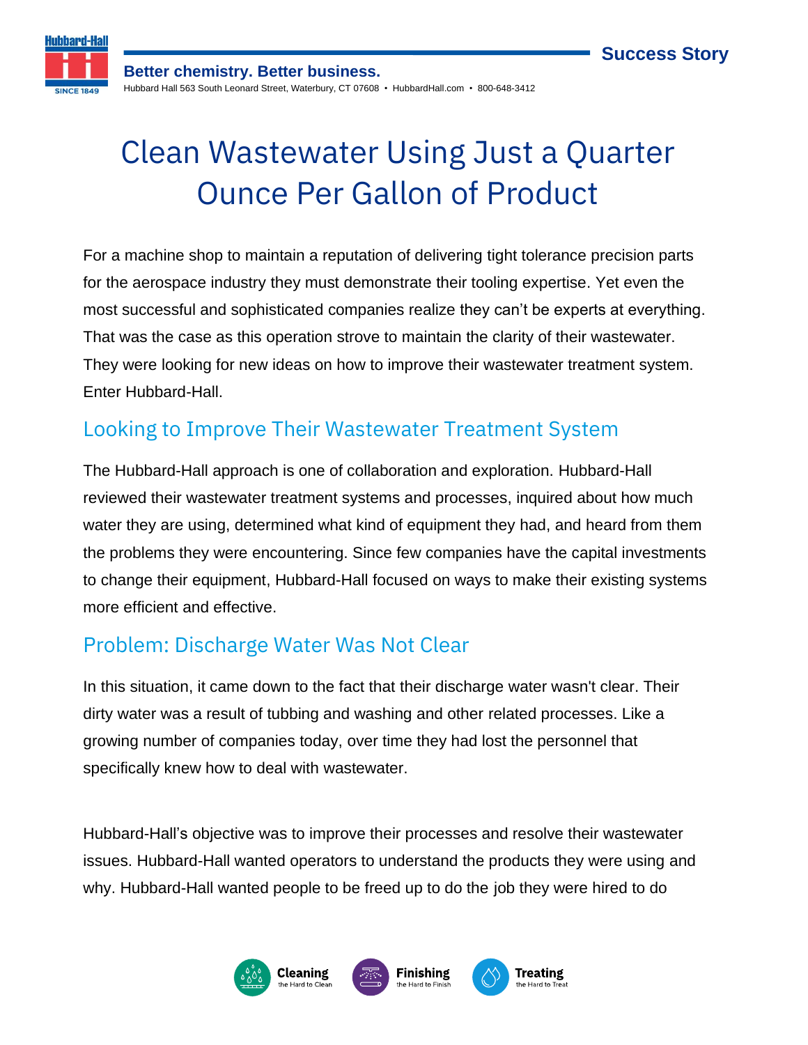# Clean Wastewater Using Just a Quarter Ounce Per Gallon of Product

For a machine shop to maintain a reputation of delivering tight tolerance precision parts for the aerospace industry they must demonstrate their tooling expertise. Yet even the most successful and sophisticated companies realize they can't be experts at everything. That was the case as this operation strove to maintain the clarity of their wastewater. They were looking for new ideas on how to improve their wastewater treatment system. Enter Hubbard-Hall.

## Looking to Improve Their Wastewater Treatment System

The Hubbard-Hall approach is one of collaboration and exploration. Hubbard-Hall reviewed their wastewater treatment systems and processes, inquired about how much water they are using, determined what kind of equipment they had, and heard from them the problems they were encountering. Since few companies have the capital investments to change their equipment, Hubbard-Hall focused on ways to make their existing systems more efficient and effective.

## Problem: Discharge Water Was Not Clear

In this situation, it came down to the fact that their discharge water wasn't clear. Their dirty water was a result of tubbing and washing and other related processes. Like a growing number of companies today, over time they had lost the personnel that specifically knew how to deal with wastewater.

Hubbard-Hall's objective was to improve their processes and resolve their wastewater issues. Hubbard-Hall wanted operators to understand the products they were using and why. Hubbard-Hall wanted people to be freed up to do the job they were hired to do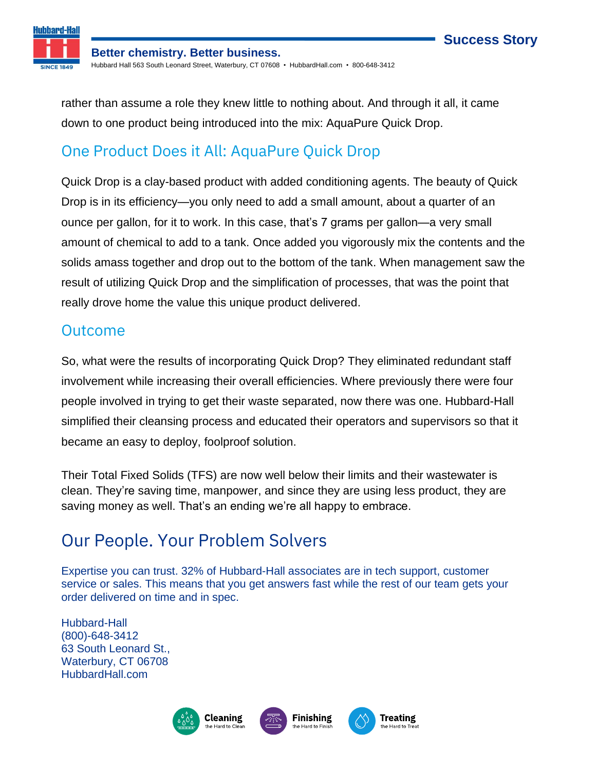rather than assume a role they knew little to nothing about. And through it all, it came down to one product being introduced into the mix: AquaPure Quick Drop.

## One Product Does it All: AquaPure Quick Drop

Quick Drop is a clay-based product with added conditioning agents. The beauty of Quick Drop is in its efficiency—you only need to add a small amount, about a quarter of an ounce per gallon, for it to work. In this case, that's 7 grams per gallon—a very small amount of chemical to add to a tank. Once added you vigorously mix the contents and the solids amass together and drop out to the bottom of the tank. When management saw the result of utilizing Quick Drop and the simplification of processes, that was the point that really drove home the value this unique product delivered.

## Outcome

So, what were the results of incorporating Quick Drop? They eliminated redundant staff involvement while increasing their overall efficiencies. Where previously there were four people involved in trying to get their waste separated, now there was one. Hubbard-Hall simplified their cleansing process and educated their operators and supervisors so that it became an easy to deploy, foolproof solution.

Their Total Fixed Solids (TFS) are now well below their limits and their wastewater is clean. They're saving time, manpower, and since they are using less product, they are saving money as well. That's an ending we're all happy to embrace.

## Our People. Your Problem Solvers

Expertise you can trust. 32% of Hubbard-Hall associates are in tech support, customer service or sales. This means that you get answers fast while the rest of our team gets your order delivered on time and in spec.

Hubbard-Hall
(800)-648-3412
63 South Leonard St.,
Waterbury, CT 06708
HubbardHall.com

**Cleaning** the Hard to Clean **Finishing** the Hard to Finish **Treating** the Hard to Treat